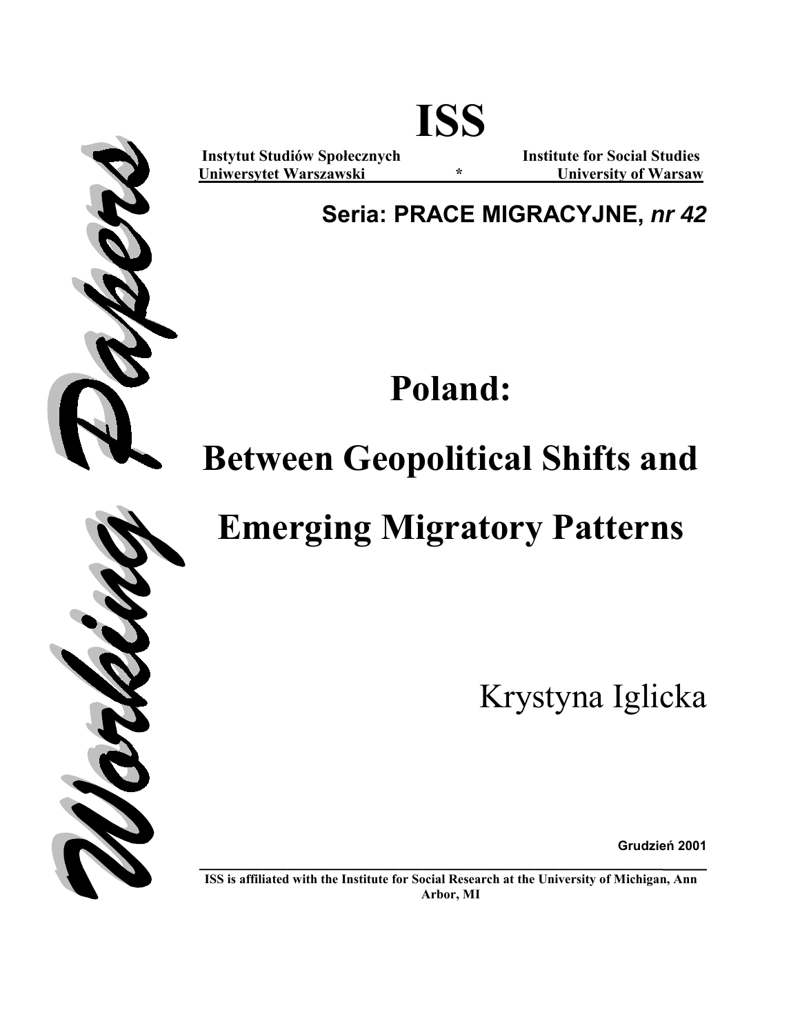# ISS

**Instytut Studiów Społecznych** **Institute for Social Studies**
**Uniwersytet Warszawski** * **University of Warsaw**

**Seria: PRACE MIGRACYJNE, *nr 42***

Working Papers

# Poland:

# Between Geopolitical Shifts and Emerging Migratory Patterns

Krystyna Iglicka

**Grudzień 2001**

**ISS is affiliated with the Institute for Social Research at the University of Michigan, Ann Arbor, MI**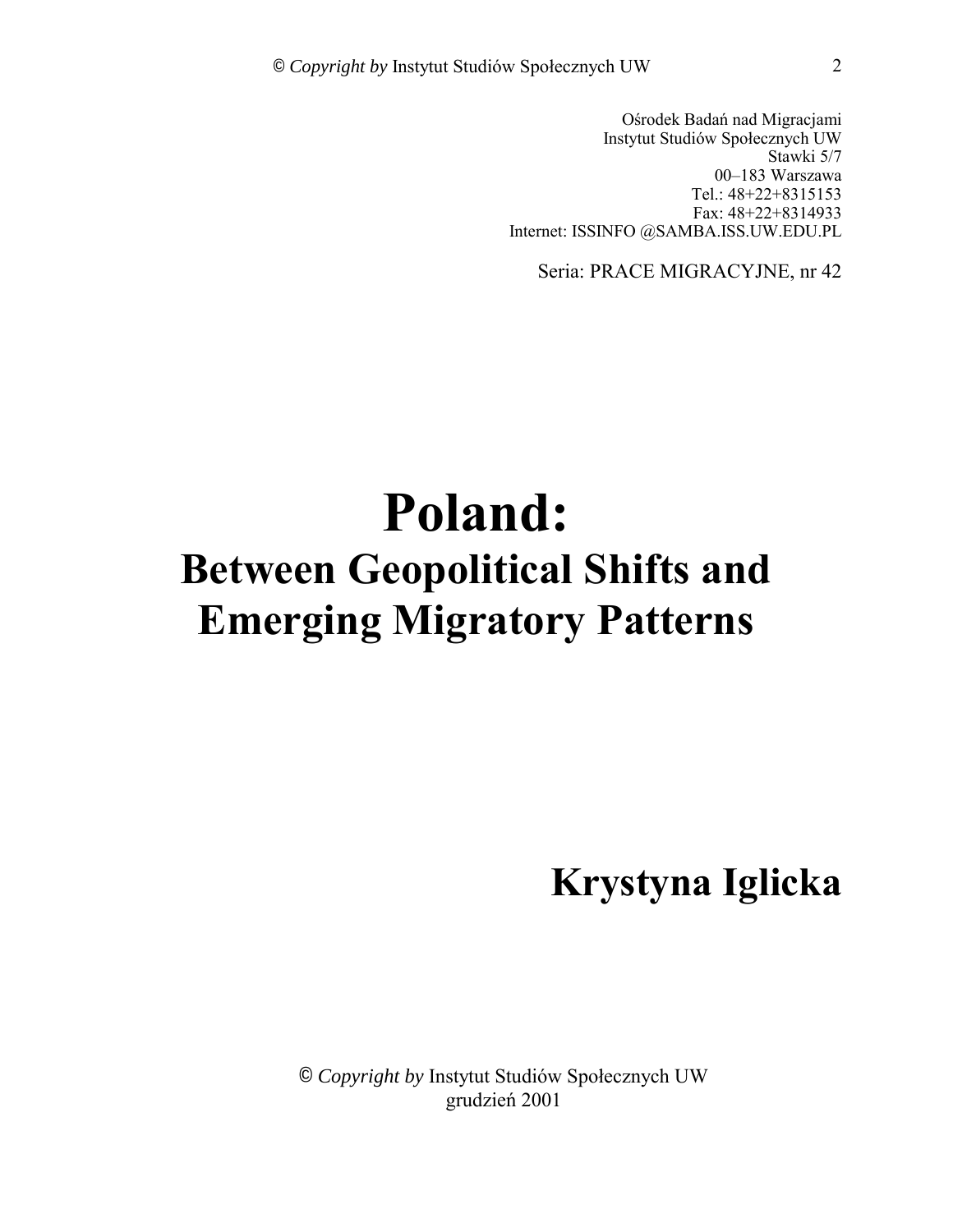Ośrodek Badań nad Migracjami
Instytut Studiów Społecznych UW
Stawki 5/7
00–183 Warszawa
Tel.: 48+22+8315153
Fax: 48+22+8314933
Internet: ISSINFO @SAMBA.ISS.UW.EDU.PL

Seria: PRACE MIGRACYJNE, nr 42

# Poland:

## Between Geopolitical Shifts and Emerging Migratory Patterns

**Krystyna Iglicka**

© *Copyright by* Instytut Studiów Społecznych UW
grudzień 2001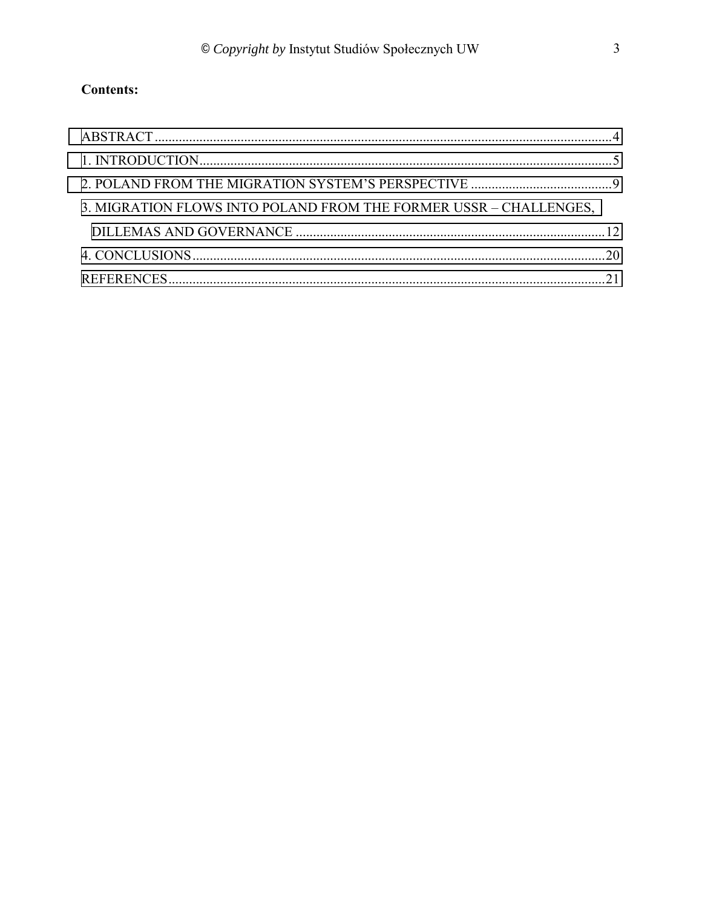**Contents:**

ABSTRACT .....................................................................................................................................4

1. INTRODUCTION........................................................................................................................5

2. POLAND FROM THE MIGRATION SYSTEM'S PERSPECTIVE ..........................................9

3. MIGRATION FLOWS INTO POLAND FROM THE FORMER USSR – CHALLENGES, DILLEMAS AND GOVERNANCE ..........................................................................................12

4. CONCLUSIONS........................................................................................................................20

REFERENCES...............................................................................................................................21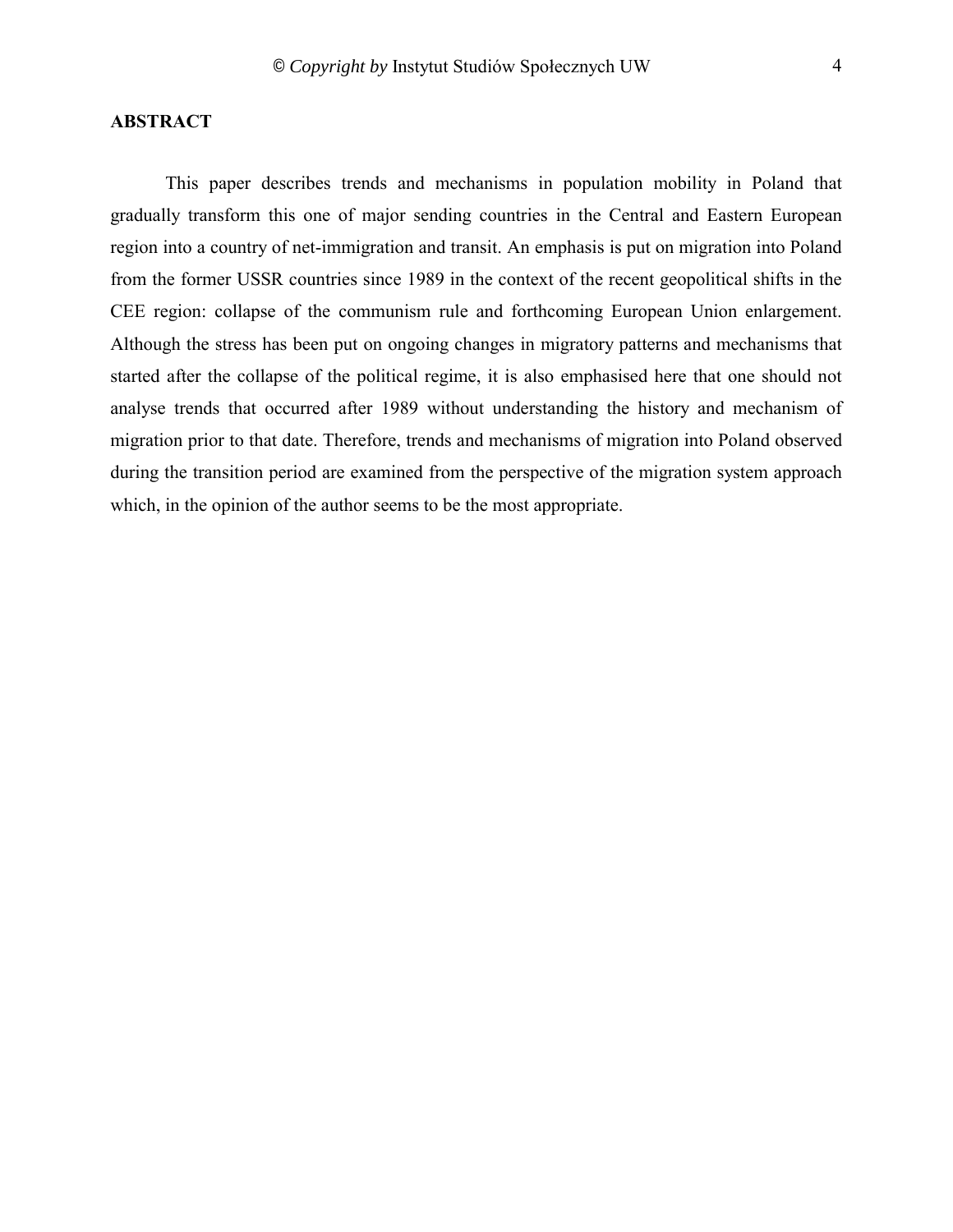**ABSTRACT**

This paper describes trends and mechanisms in population mobility in Poland that gradually transform this one of major sending countries in the Central and Eastern European region into a country of net-immigration and transit. An emphasis is put on migration into Poland from the former USSR countries since 1989 in the context of the recent geopolitical shifts in the CEE region: collapse of the communism rule and forthcoming European Union enlargement. Although the stress has been put on ongoing changes in migratory patterns and mechanisms that started after the collapse of the political regime, it is also emphasised here that one should not analyse trends that occurred after 1989 without understanding the history and mechanism of migration prior to that date. Therefore, trends and mechanisms of migration into Poland observed during the transition period are examined from the perspective of the migration system approach which, in the opinion of the author seems to be the most appropriate.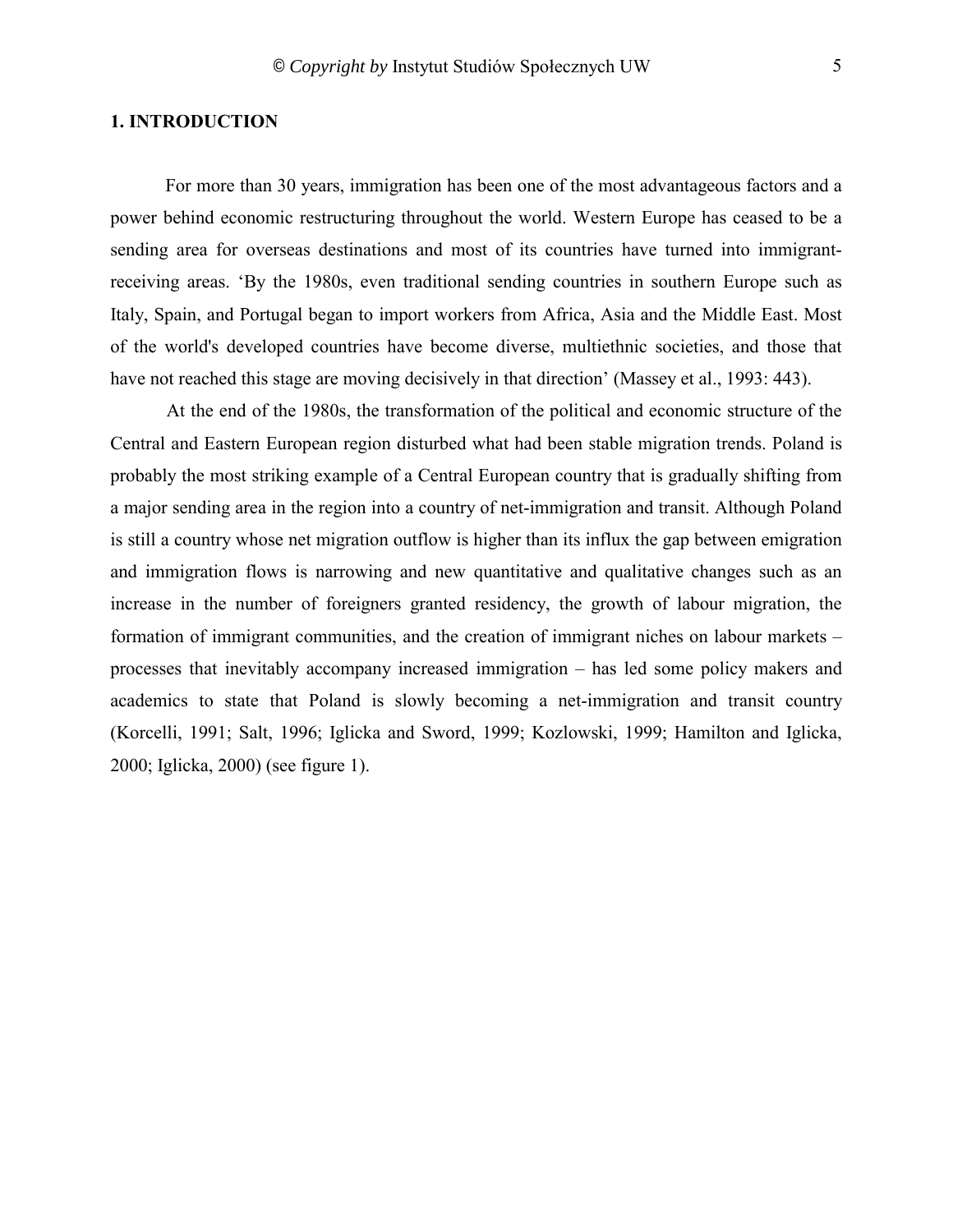## 1. INTRODUCTION

For more than 30 years, immigration has been one of the most advantageous factors and a power behind economic restructuring throughout the world. Western Europe has ceased to be a sending area for overseas destinations and most of its countries have turned into immigrant-receiving areas. ‘By the 1980s, even traditional sending countries in southern Europe such as Italy, Spain, and Portugal began to import workers from Africa, Asia and the Middle East. Most of the world's developed countries have become diverse, multiethnic societies, and those that have not reached this stage are moving decisively in that direction’ (Massey et al., 1993: 443).

At the end of the 1980s, the transformation of the political and economic structure of the Central and Eastern European region disturbed what had been stable migration trends. Poland is probably the most striking example of a Central European country that is gradually shifting from a major sending area in the region into a country of net-immigration and transit. Although Poland is still a country whose net migration outflow is higher than its influx the gap between emigration and immigration flows is narrowing and new quantitative and qualitative changes such as an increase in the number of foreigners granted residency, the growth of labour migration, the formation of immigrant communities, and the creation of immigrant niches on labour markets – processes that inevitably accompany increased immigration – has led some policy makers and academics to state that Poland is slowly becoming a net-immigration and transit country (Korcelli, 1991; Salt, 1996; Iglicka and Sword, 1999; Kozlowski, 1999; Hamilton and Iglicka, 2000; Iglicka, 2000) (see figure 1).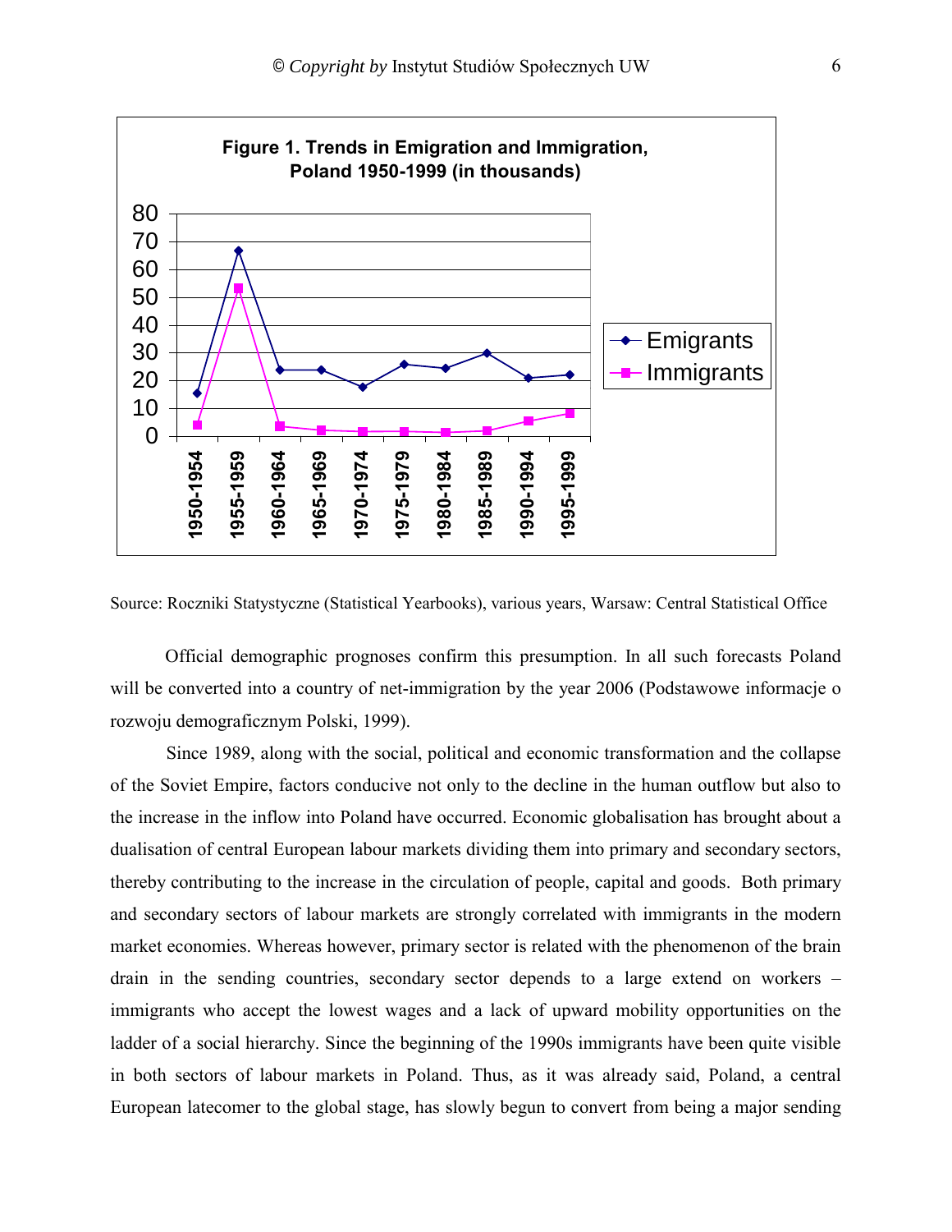**Figure 1. Trends in Emigration and Immigration, Poland 1950-1999 (in thousands)**

Source: Roczniki Statystyczne (Statistical Yearbooks), various years, Warsaw: Central Statistical Office

Official demographic prognoses confirm this presumption. In all such forecasts Poland will be converted into a country of net-immigration by the year 2006 (Podstawowe informacje o rozwoju demograficznym Polski, 1999).

Since 1989, along with the social, political and economic transformation and the collapse of the Soviet Empire, factors conducive not only to the decline in the human outflow but also to the increase in the inflow into Poland have occurred. Economic globalisation has brought about a dualisation of central European labour markets dividing them into primary and secondary sectors, thereby contributing to the increase in the circulation of people, capital and goods. Both primary and secondary sectors of labour markets are strongly correlated with immigrants in the modern market economies. Whereas however, primary sector is related with the phenomenon of the brain drain in the sending countries, secondary sector depends to a large extend on workers – immigrants who accept the lowest wages and a lack of upward mobility opportunities on the ladder of a social hierarchy. Since the beginning of the 1990s immigrants have been quite visible in both sectors of labour markets in Poland. Thus, as it was already said, Poland, a central European latecomer to the global stage, has slowly begun to convert from being a major sending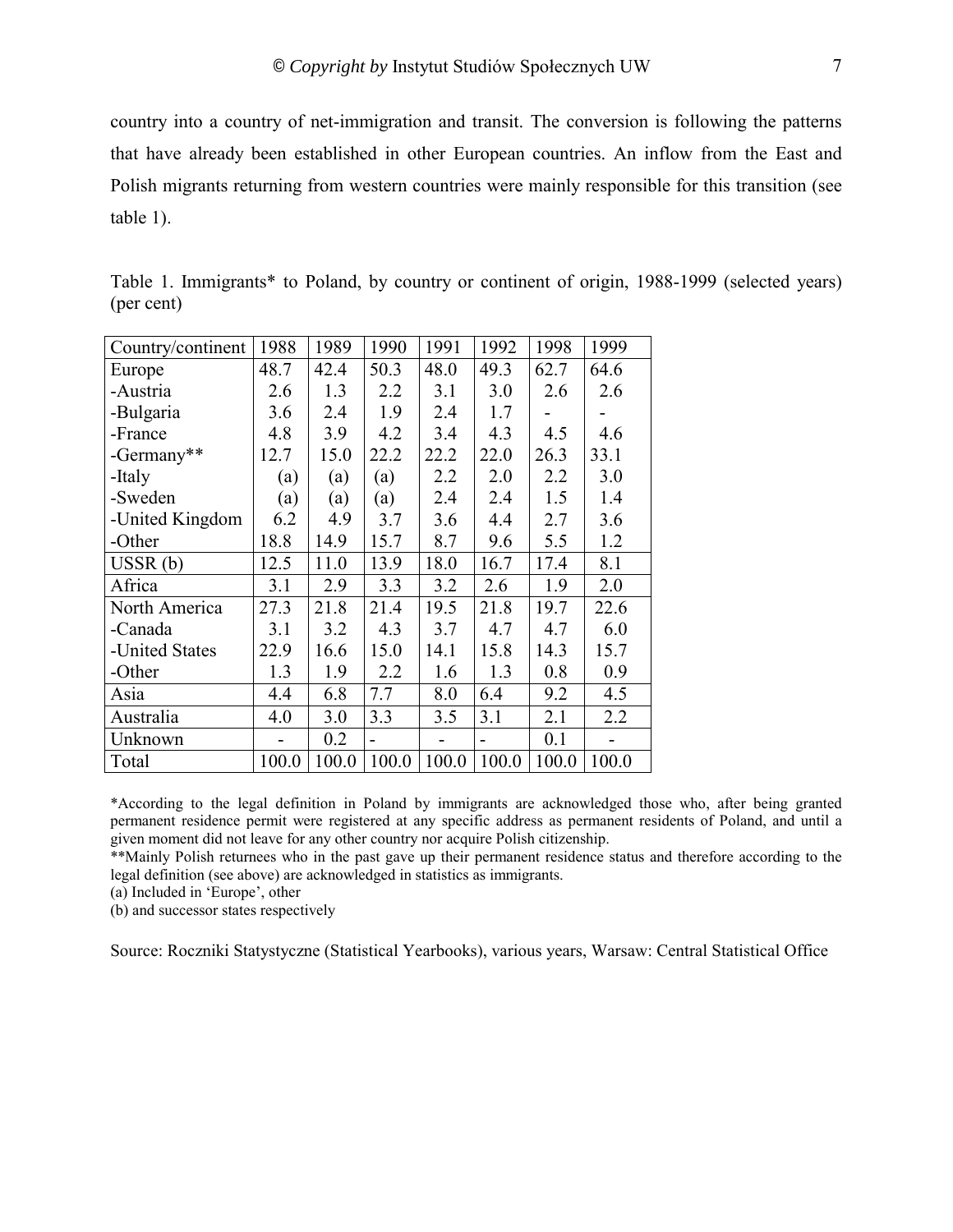country into a country of net-immigration and transit. The conversion is following the patterns that have already been established in other European countries. An inflow from the East and Polish migrants returning from western countries were mainly responsible for this transition (see table 1).

Table 1. Immigrants* to Poland, by country or continent of origin, 1988-1999 (selected years) (per cent)

| Country/continent | 1988 | 1989 | 1990 | 1991 | 1992 | 1998 | 1999 |
|---|---|---|---|---|---|---|---|
| Europe | 48.7 | 42.4 | 50.3 | 48.0 | 49.3 | 62.7 | 64.6 |
| -Austria | 2.6 | 1.3 | 2.2 | 3.1 | 3.0 | 2.6 | 2.6 |
| -Bulgaria | 3.6 | 2.4 | 1.9 | 2.4 | 1.7 | - | - |
| -France | 4.8 | 3.9 | 4.2 | 3.4 | 4.3 | 4.5 | 4.6 |
| -Germany** | 12.7 | 15.0 | 22.2 | 22.2 | 22.0 | 26.3 | 33.1 |
| -Italy | (a) | (a) | (a) | 2.2 | 2.0 | 2.2 | 3.0 |
| -Sweden | (a) | (a) | (a) | 2.4 | 2.4 | 1.5 | 1.4 |
| -United Kingdom | 6.2 | 4.9 | 3.7 | 3.6 | 4.4 | 2.7 | 3.6 |
| -Other | 18.8 | 14.9 | 15.7 | 8.7 | 9.6 | 5.5 | 1.2 |
| USSR (b) | 12.5 | 11.0 | 13.9 | 18.0 | 16.7 | 17.4 | 8.1 |
| Africa | 3.1 | 2.9 | 3.3 | 3.2 | 2.6 | 1.9 | 2.0 |
| North America | 27.3 | 21.8 | 21.4 | 19.5 | 21.8 | 19.7 | 22.6 |
| -Canada | 3.1 | 3.2 | 4.3 | 3.7 | 4.7 | 4.7 | 6.0 |
| -United States | 22.9 | 16.6 | 15.0 | 14.1 | 15.8 | 14.3 | 15.7 |
| -Other | 1.3 | 1.9 | 2.2 | 1.6 | 1.3 | 0.8 | 0.9 |
| Asia | 4.4 | 6.8 | 7.7 | 8.0 | 6.4 | 9.2 | 4.5 |
| Australia | 4.0 | 3.0 | 3.3 | 3.5 | 3.1 | 2.1 | 2.2 |
| Unknown | - | 0.2 | - | - | - | 0.1 | - |
| Total | 100.0 | 100.0 | 100.0 | 100.0 | 100.0 | 100.0 | 100.0 |

*According to the legal definition in Poland by immigrants are acknowledged those who, after being granted permanent residence permit were registered at any specific address as permanent residents of Poland, and until a given moment did not leave for any other country nor acquire Polish citizenship.

**Mainly Polish returnees who in the past gave up their permanent residence status and therefore according to the legal definition (see above) are acknowledged in statistics as immigrants.

(a) Included in 'Europe', other

(b) and successor states respectively

Source: Roczniki Statystyczne (Statistical Yearbooks), various years, Warsaw: Central Statistical Office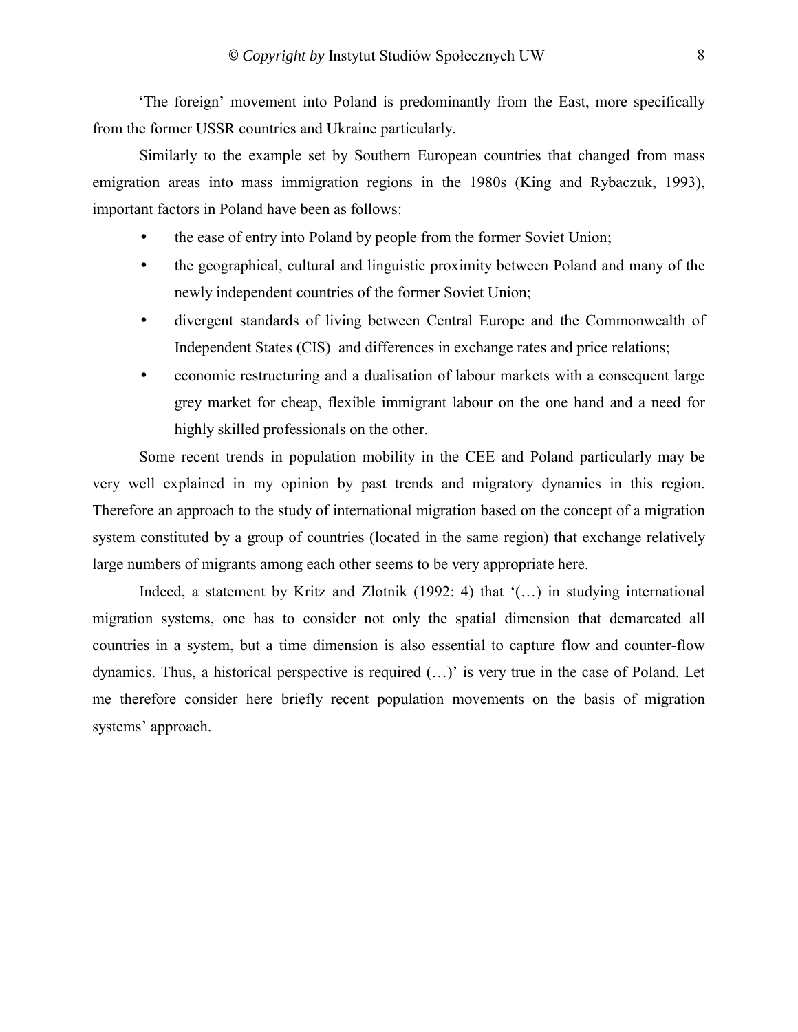'The foreign' movement into Poland is predominantly from the East, more specifically from the former USSR countries and Ukraine particularly.

Similarly to the example set by Southern European countries that changed from mass emigration areas into mass immigration regions in the 1980s (King and Rybaczuk, 1993), important factors in Poland have been as follows:

- the ease of entry into Poland by people from the former Soviet Union;
- the geographical, cultural and linguistic proximity between Poland and many of the newly independent countries of the former Soviet Union;
- divergent standards of living between Central Europe and the Commonwealth of Independent States (CIS) and differences in exchange rates and price relations;
- economic restructuring and a dualisation of labour markets with a consequent large grey market for cheap, flexible immigrant labour on the one hand and a need for highly skilled professionals on the other.

Some recent trends in population mobility in the CEE and Poland particularly may be very well explained in my opinion by past trends and migratory dynamics in this region. Therefore an approach to the study of international migration based on the concept of a migration system constituted by a group of countries (located in the same region) that exchange relatively large numbers of migrants among each other seems to be very appropriate here.

Indeed, a statement by Kritz and Zlotnik (1992: 4) that '(…) in studying international migration systems, one has to consider not only the spatial dimension that demarcated all countries in a system, but a time dimension is also essential to capture flow and counter-flow dynamics. Thus, a historical perspective is required (…)' is very true in the case of Poland. Let me therefore consider here briefly recent population movements on the basis of migration systems' approach.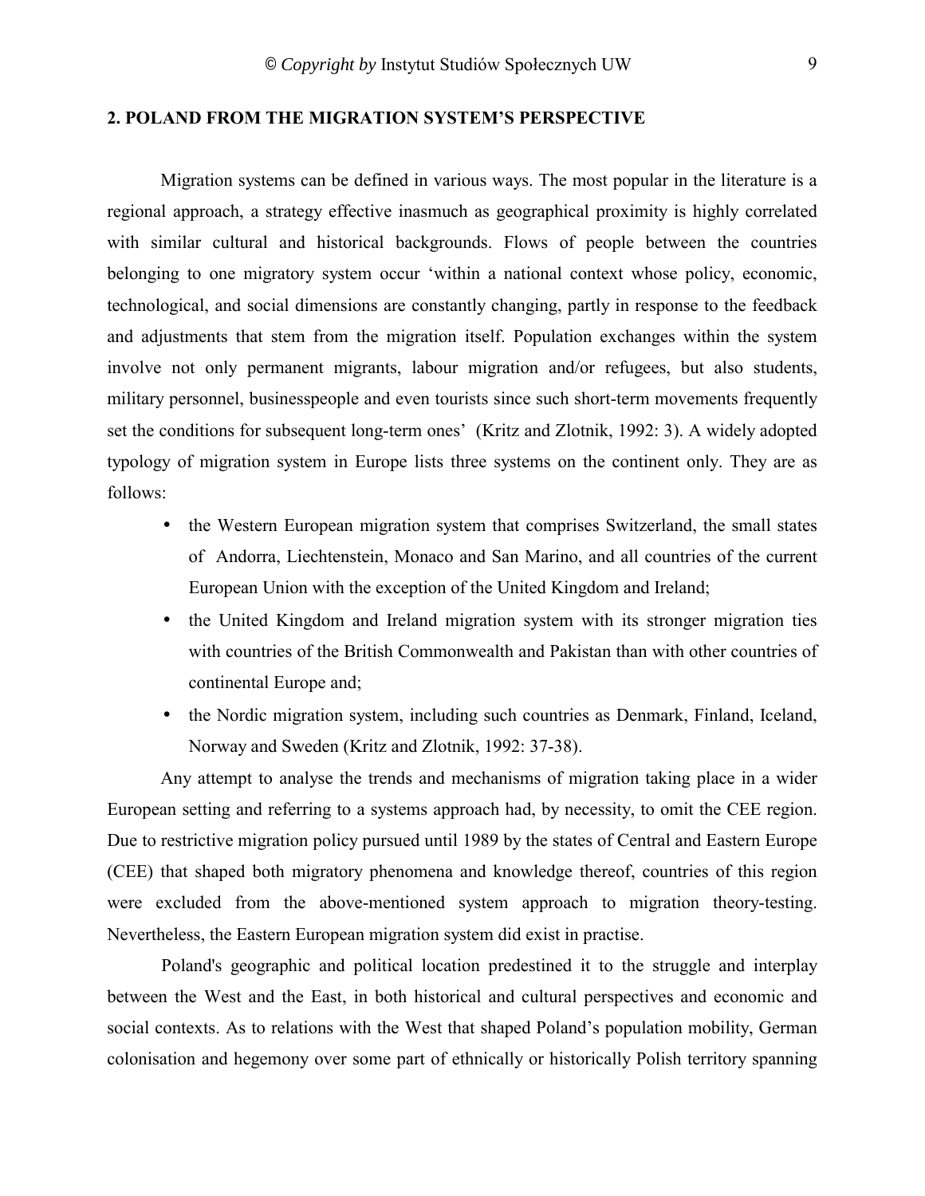## 2. POLAND FROM THE MIGRATION SYSTEM'S PERSPECTIVE

Migration systems can be defined in various ways. The most popular in the literature is a regional approach, a strategy effective inasmuch as geographical proximity is highly correlated with similar cultural and historical backgrounds. Flows of people between the countries belonging to one migratory system occur 'within a national context whose policy, economic, technological, and social dimensions are constantly changing, partly in response to the feedback and adjustments that stem from the migration itself. Population exchanges within the system involve not only permanent migrants, labour migration and/or refugees, but also students, military personnel, businesspeople and even tourists since such short-term movements frequently set the conditions for subsequent long-term ones' (Kritz and Zlotnik, 1992: 3). A widely adopted typology of migration system in Europe lists three systems on the continent only. They are as follows:

- the Western European migration system that comprises Switzerland, the small states of Andorra, Liechtenstein, Monaco and San Marino, and all countries of the current European Union with the exception of the United Kingdom and Ireland;
- the United Kingdom and Ireland migration system with its stronger migration ties with countries of the British Commonwealth and Pakistan than with other countries of continental Europe and;
- the Nordic migration system, including such countries as Denmark, Finland, Iceland, Norway and Sweden (Kritz and Zlotnik, 1992: 37-38).

Any attempt to analyse the trends and mechanisms of migration taking place in a wider European setting and referring to a systems approach had, by necessity, to omit the CEE region. Due to restrictive migration policy pursued until 1989 by the states of Central and Eastern Europe (CEE) that shaped both migratory phenomena and knowledge thereof, countries of this region were excluded from the above-mentioned system approach to migration theory-testing. Nevertheless, the Eastern European migration system did exist in practise.

Poland's geographic and political location predestined it to the struggle and interplay between the West and the East, in both historical and cultural perspectives and economic and social contexts. As to relations with the West that shaped Poland's population mobility, German colonisation and hegemony over some part of ethnically or historically Polish territory spanning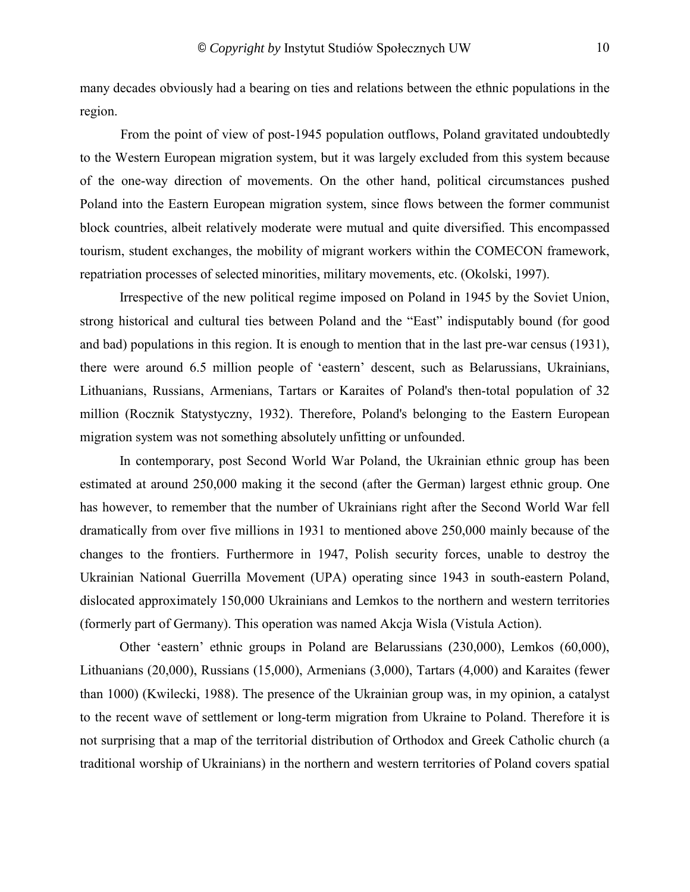many decades obviously had a bearing on ties and relations between the ethnic populations in the region.

From the point of view of post-1945 population outflows, Poland gravitated undoubtedly to the Western European migration system, but it was largely excluded from this system because of the one-way direction of movements. On the other hand, political circumstances pushed Poland into the Eastern European migration system, since flows between the former communist block countries, albeit relatively moderate were mutual and quite diversified. This encompassed tourism, student exchanges, the mobility of migrant workers within the COMECON framework, repatriation processes of selected minorities, military movements, etc. (Okolski, 1997).

Irrespective of the new political regime imposed on Poland in 1945 by the Soviet Union, strong historical and cultural ties between Poland and the "East" indisputably bound (for good and bad) populations in this region. It is enough to mention that in the last pre-war census (1931), there were around 6.5 million people of 'eastern' descent, such as Belarussians, Ukrainians, Lithuanians, Russians, Armenians, Tartars or Karaites of Poland's then-total population of 32 million (Rocznik Statystyczny, 1932). Therefore, Poland's belonging to the Eastern European migration system was not something absolutely unfitting or unfounded.

In contemporary, post Second World War Poland, the Ukrainian ethnic group has been estimated at around 250,000 making it the second (after the German) largest ethnic group. One has however, to remember that the number of Ukrainians right after the Second World War fell dramatically from over five millions in 1931 to mentioned above 250,000 mainly because of the changes to the frontiers. Furthermore in 1947, Polish security forces, unable to destroy the Ukrainian National Guerrilla Movement (UPA) operating since 1943 in south-eastern Poland, dislocated approximately 150,000 Ukrainians and Lemkos to the northern and western territories (formerly part of Germany). This operation was named Akcja Wisla (Vistula Action).

Other 'eastern' ethnic groups in Poland are Belarussians (230,000), Lemkos (60,000), Lithuanians (20,000), Russians (15,000), Armenians (3,000), Tartars (4,000) and Karaites (fewer than 1000) (Kwilecki, 1988). The presence of the Ukrainian group was, in my opinion, a catalyst to the recent wave of settlement or long-term migration from Ukraine to Poland. Therefore it is not surprising that a map of the territorial distribution of Orthodox and Greek Catholic church (a traditional worship of Ukrainians) in the northern and western territories of Poland covers spatial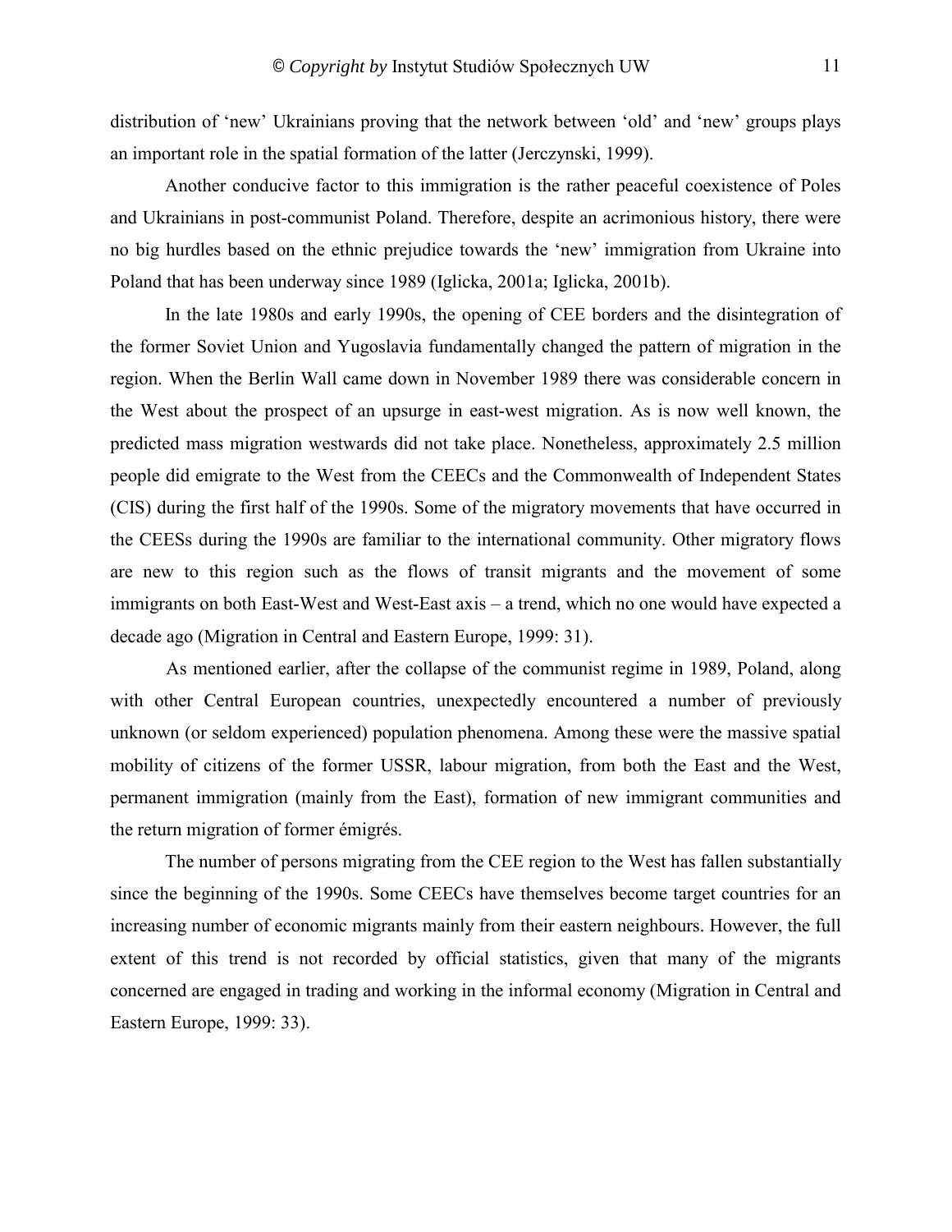distribution of 'new' Ukrainians proving that the network between 'old' and 'new' groups plays an important role in the spatial formation of the latter (Jerczynski, 1999).

Another conducive factor to this immigration is the rather peaceful coexistence of Poles and Ukrainians in post-communist Poland. Therefore, despite an acrimonious history, there were no big hurdles based on the ethnic prejudice towards the 'new' immigration from Ukraine into Poland that has been underway since 1989 (Iglicka, 2001a; Iglicka, 2001b).

In the late 1980s and early 1990s, the opening of CEE borders and the disintegration of the former Soviet Union and Yugoslavia fundamentally changed the pattern of migration in the region. When the Berlin Wall came down in November 1989 there was considerable concern in the West about the prospect of an upsurge in east-west migration. As is now well known, the predicted mass migration westwards did not take place. Nonetheless, approximately 2.5 million people did emigrate to the West from the CEECs and the Commonwealth of Independent States (CIS) during the first half of the 1990s. Some of the migratory movements that have occurred in the CEESs during the 1990s are familiar to the international community. Other migratory flows are new to this region such as the flows of transit migrants and the movement of some immigrants on both East-West and West-East axis – a trend, which no one would have expected a decade ago (Migration in Central and Eastern Europe, 1999: 31).

As mentioned earlier, after the collapse of the communist regime in 1989, Poland, along with other Central European countries, unexpectedly encountered a number of previously unknown (or seldom experienced) population phenomena. Among these were the massive spatial mobility of citizens of the former USSR, labour migration, from both the East and the West, permanent immigration (mainly from the East), formation of new immigrant communities and the return migration of former émigrés.

The number of persons migrating from the CEE region to the West has fallen substantially since the beginning of the 1990s. Some CEECs have themselves become target countries for an increasing number of economic migrants mainly from their eastern neighbours. However, the full extent of this trend is not recorded by official statistics, given that many of the migrants concerned are engaged in trading and working in the informal economy (Migration in Central and Eastern Europe, 1999: 33).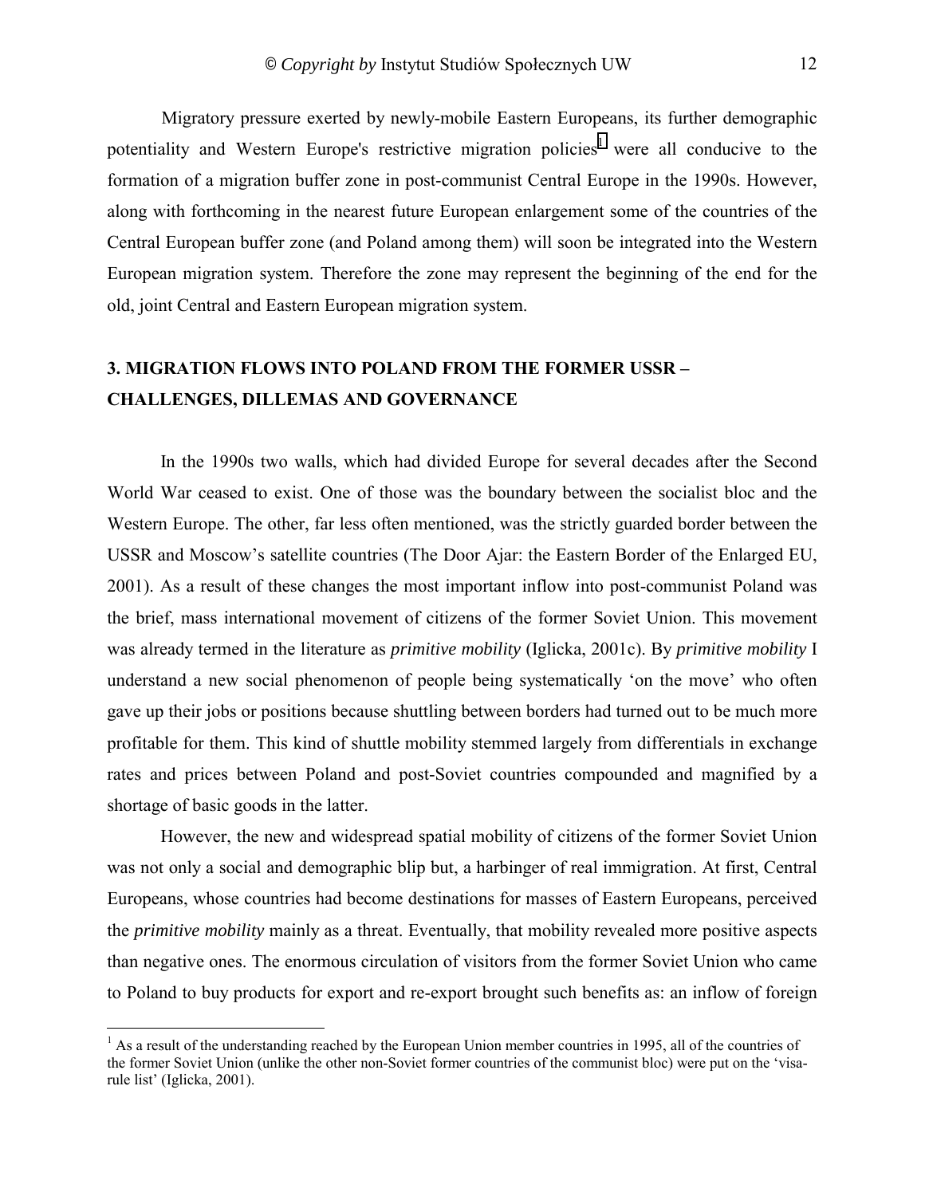Migratory pressure exerted by newly-mobile Eastern Europeans, its further demographic potentiality and Western Europe's restrictive migration policies[1] were all conducive to the formation of a migration buffer zone in post-communist Central Europe in the 1990s. However, along with forthcoming in the nearest future European enlargement some of the countries of the Central European buffer zone (and Poland among them) will soon be integrated into the Western European migration system. Therefore the zone may represent the beginning of the end for the old, joint Central and Eastern European migration system.

## 3. MIGRATION FLOWS INTO POLAND FROM THE FORMER USSR – CHALLENGES, DILLEMAS AND GOVERNANCE

In the 1990s two walls, which had divided Europe for several decades after the Second World War ceased to exist. One of those was the boundary between the socialist bloc and the Western Europe. The other, far less often mentioned, was the strictly guarded border between the USSR and Moscow's satellite countries (The Door Ajar: the Eastern Border of the Enlarged EU, 2001). As a result of these changes the most important inflow into post-communist Poland was the brief, mass international movement of citizens of the former Soviet Union. This movement was already termed in the literature as *primitive mobility* (Iglicka, 2001c). By *primitive mobility* I understand a new social phenomenon of people being systematically 'on the move' who often gave up their jobs or positions because shuttling between borders had turned out to be much more profitable for them. This kind of shuttle mobility stemmed largely from differentials in exchange rates and prices between Poland and post-Soviet countries compounded and magnified by a shortage of basic goods in the latter.

However, the new and widespread spatial mobility of citizens of the former Soviet Union was not only a social and demographic blip but, a harbinger of real immigration. At first, Central Europeans, whose countries had become destinations for masses of Eastern Europeans, perceived the *primitive mobility* mainly as a threat. Eventually, that mobility revealed more positive aspects than negative ones. The enormous circulation of visitors from the former Soviet Union who came to Poland to buy products for export and re-export brought such benefits as: an inflow of foreign

[1] As a result of the understanding reached by the European Union member countries in 1995, all of the countries of the former Soviet Union (unlike the other non-Soviet former countries of the communist bloc) were put on the 'visa-rule list' (Iglicka, 2001).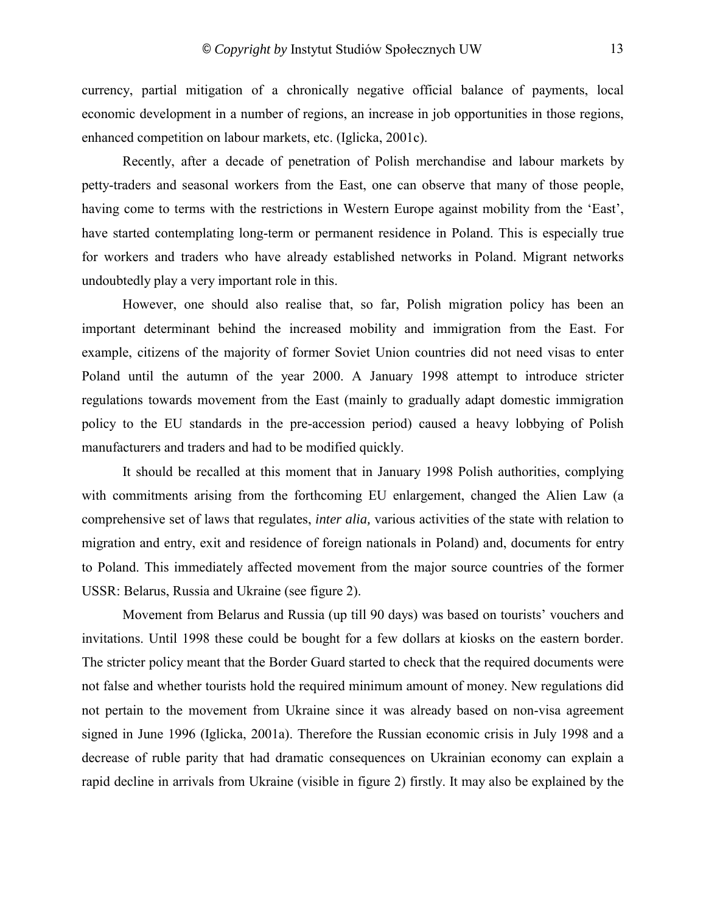currency, partial mitigation of a chronically negative official balance of payments, local economic development in a number of regions, an increase in job opportunities in those regions, enhanced competition on labour markets, etc. (Iglicka, 2001c).

Recently, after a decade of penetration of Polish merchandise and labour markets by petty-traders and seasonal workers from the East, one can observe that many of those people, having come to terms with the restrictions in Western Europe against mobility from the 'East', have started contemplating long-term or permanent residence in Poland. This is especially true for workers and traders who have already established networks in Poland. Migrant networks undoubtedly play a very important role in this.

However, one should also realise that, so far, Polish migration policy has been an important determinant behind the increased mobility and immigration from the East. For example, citizens of the majority of former Soviet Union countries did not need visas to enter Poland until the autumn of the year 2000. A January 1998 attempt to introduce stricter regulations towards movement from the East (mainly to gradually adapt domestic immigration policy to the EU standards in the pre-accession period) caused a heavy lobbying of Polish manufacturers and traders and had to be modified quickly.

It should be recalled at this moment that in January 1998 Polish authorities, complying with commitments arising from the forthcoming EU enlargement, changed the Alien Law (a comprehensive set of laws that regulates, *inter alia,* various activities of the state with relation to migration and entry, exit and residence of foreign nationals in Poland) and, documents for entry to Poland. This immediately affected movement from the major source countries of the former USSR: Belarus, Russia and Ukraine (see figure 2).

Movement from Belarus and Russia (up till 90 days) was based on tourists' vouchers and invitations. Until 1998 these could be bought for a few dollars at kiosks on the eastern border. The stricter policy meant that the Border Guard started to check that the required documents were not false and whether tourists hold the required minimum amount of money. New regulations did not pertain to the movement from Ukraine since it was already based on non-visa agreement signed in June 1996 (Iglicka, 2001a). Therefore the Russian economic crisis in July 1998 and a decrease of ruble parity that had dramatic consequences on Ukrainian economy can explain a rapid decline in arrivals from Ukraine (visible in figure 2) firstly. It may also be explained by the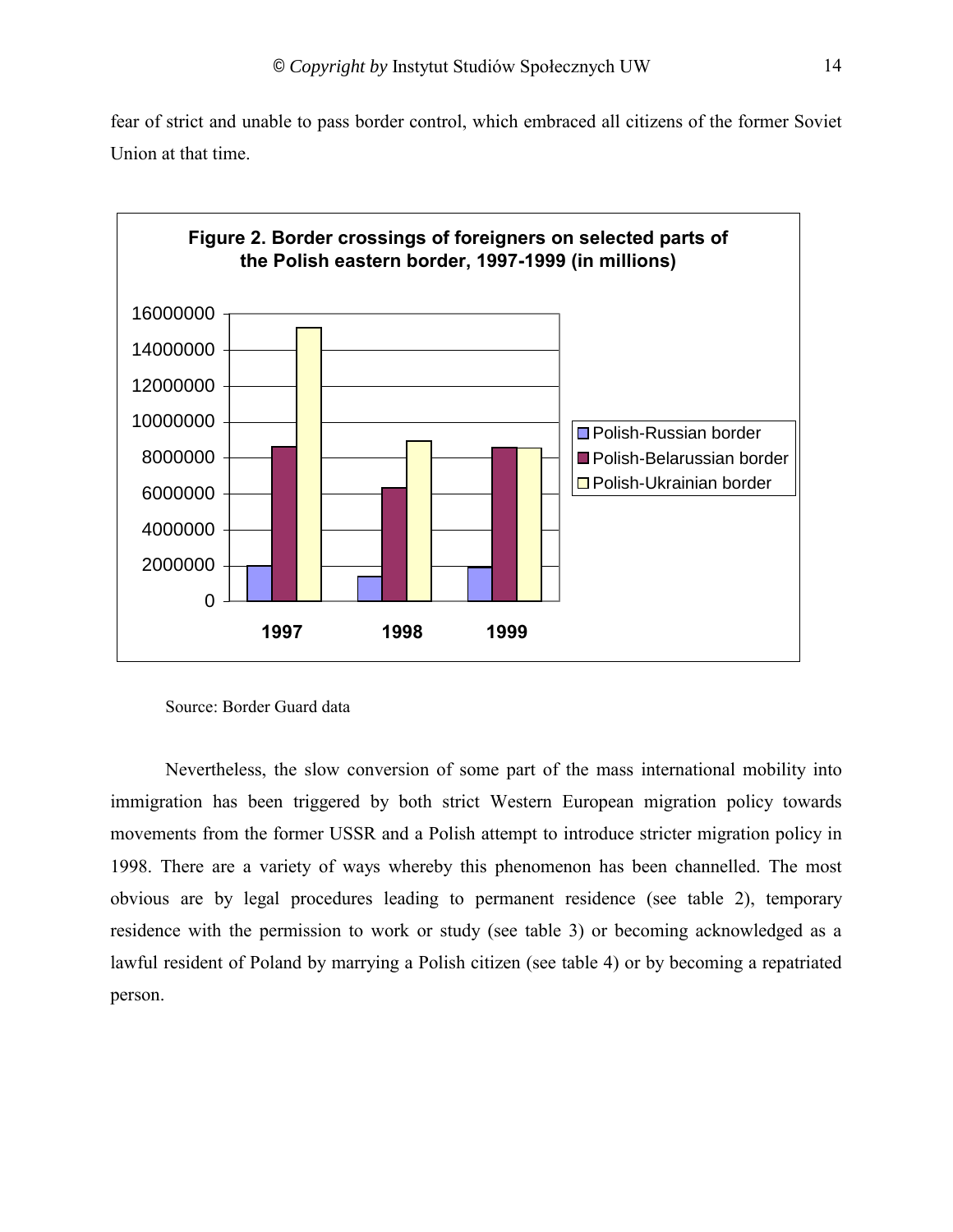fear of strict and unable to pass border control, which embraced all citizens of the former Soviet Union at that time.

**Figure 2. Border crossings of foreigners on selected parts of the Polish eastern border, 1997-1999 (in millions)**

Source: Border Guard data

Nevertheless, the slow conversion of some part of the mass international mobility into immigration has been triggered by both strict Western European migration policy towards movements from the former USSR and a Polish attempt to introduce stricter migration policy in 1998. There are a variety of ways whereby this phenomenon has been channelled. The most obvious are by legal procedures leading to permanent residence (see table 2), temporary residence with the permission to work or study (see table 3) or becoming acknowledged as a lawful resident of Poland by marrying a Polish citizen (see table 4) or by becoming a repatriated person.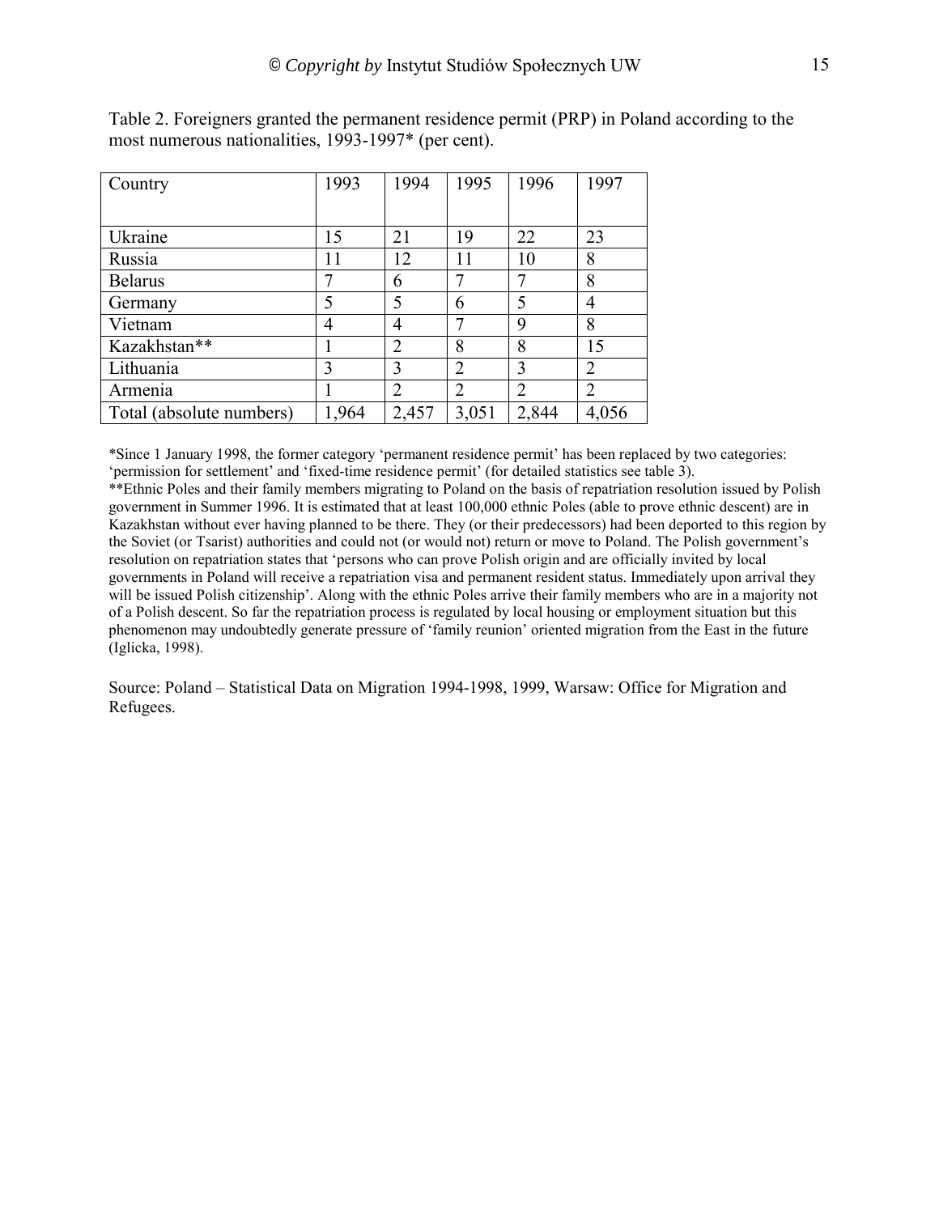Table 2. Foreigners granted the permanent residence permit (PRP) in Poland according to the most numerous nationalities, 1993-1997* (per cent).

| Country | 1993 | 1994 | 1995 | 1996 | 1997 |
|---|---|---|---|---|---|
| Ukraine | 15 | 21 | 19 | 22 | 23 |
| Russia | 11 | 12 | 11 | 10 | 8 |
| Belarus | 7 | 6 | 7 | 7 | 8 |
| Germany | 5 | 5 | 6 | 5 | 4 |
| Vietnam | 4 | 4 | 7 | 9 | 8 |
| Kazakhstan** | 1 | 2 | 8 | 8 | 15 |
| Lithuania | 3 | 3 | 2 | 3 | 2 |
| Armenia | 1 | 2 | 2 | 2 | 2 |
| Total (absolute numbers) | 1,964 | 2,457 | 3,051 | 2,844 | 4,056 |

*Since 1 January 1998, the former category 'permanent residence permit' has been replaced by two categories: 'permission for settlement' and 'fixed-time residence permit' (for detailed statistics see table 3).
**Ethnic Poles and their family members migrating to Poland on the basis of repatriation resolution issued by Polish government in Summer 1996. It is estimated that at least 100,000 ethnic Poles (able to prove ethnic descent) are in Kazakhstan without ever having planned to be there. They (or their predecessors) had been deported to this region by the Soviet (or Tsarist) authorities and could not (or would not) return or move to Poland. The Polish government's resolution on repatriation states that 'persons who can prove Polish origin and are officially invited by local governments in Poland will receive a repatriation visa and permanent resident status. Immediately upon arrival they will be issued Polish citizenship'. Along with the ethnic Poles arrive their family members who are in a majority not of a Polish descent. So far the repatriation process is regulated by local housing or employment situation but this phenomenon may undoubtedly generate pressure of 'family reunion' oriented migration from the East in the future (Iglicka, 1998).

Source: Poland – Statistical Data on Migration 1994-1998, 1999, Warsaw: Office for Migration and Refugees.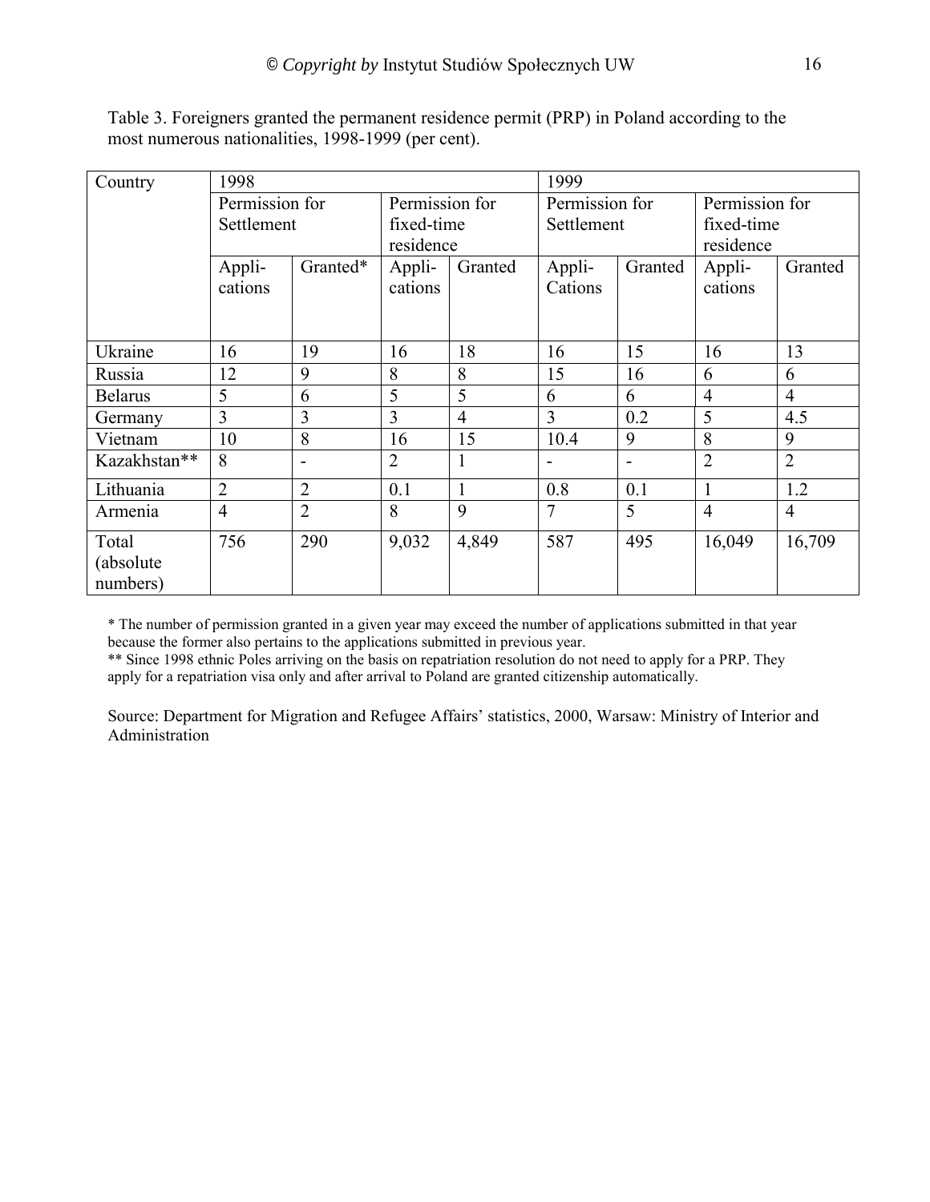Table 3. Foreigners granted the permanent residence permit (PRP) in Poland according to the most numerous nationalities, 1998-1999 (per cent).

| Country | 1998 | | | | 1999 | | | |
|---|---|---|---|---|---|---|---|---|
| | Permission for Settlement | | Permission for fixed-time residence | | Permission for Settlement | | Permission for fixed-time residence | |
| | Appli-cations | Granted* | Appli-cations | Granted | Appli-Cations | Granted | Appli-cations | Granted |
| Ukraine | 16 | 19 | 16 | 18 | 16 | 15 | 16 | 13 |
| Russia | 12 | 9 | 8 | 8 | 15 | 16 | 6 | 6 |
| Belarus | 5 | 6 | 5 | 5 | 6 | 6 | 4 | 4 |
| Germany | 3 | 3 | 3 | 4 | 3 | 0.2 | 5 | 4.5 |
| Vietnam | 10 | 8 | 16 | 15 | 10.4 | 9 | 8 | 9 |
| Kazakhstan** | 8 | - | 2 | 1 | - | - | 2 | 2 |
| Lithuania | 2 | 2 | 0.1 | 1 | 0.8 | 0.1 | 1 | 1.2 |
| Armenia | 4 | 2 | 8 | 9 | 7 | 5 | 4 | 4 |
| Total (absolute numbers) | 756 | 290 | 9,032 | 4,849 | 587 | 495 | 16,049 | 16,709 |

* The number of permission granted in a given year may exceed the number of applications submitted in that year because the former also pertains to the applications submitted in previous year.
** Since 1998 ethnic Poles arriving on the basis on repatriation resolution do not need to apply for a PRP. They apply for a repatriation visa only and after arrival to Poland are granted citizenship automatically.

Source: Department for Migration and Refugee Affairs' statistics, 2000, Warsaw: Ministry of Interior and Administration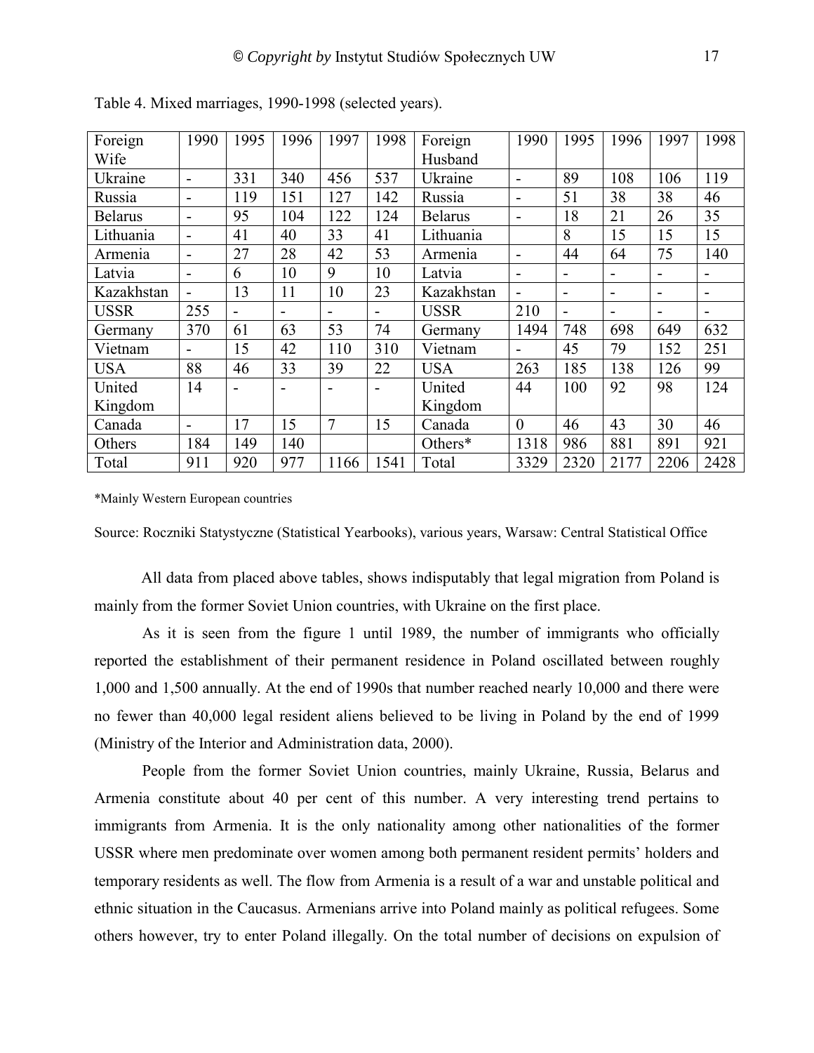Table 4. Mixed marriages, 1990-1998 (selected years).

| Foreign Wife | 1990 | 1995 | 1996 | 1997 | 1998 | Foreign Husband | 1990 | 1995 | 1996 | 1997 | 1998 |
|---|---|---|---|---|---|---|---|---|---|---|---|
| Ukraine | - | 331 | 340 | 456 | 537 | Ukraine | - | 89 | 108 | 106 | 119 |
| Russia | - | 119 | 151 | 127 | 142 | Russia | - | 51 | 38 | 38 | 46 |
| Belarus | - | 95 | 104 | 122 | 124 | Belarus | - | 18 | 21 | 26 | 35 |
| Lithuania | - | 41 | 40 | 33 | 41 | Lithuania | | 8 | 15 | 15 | 15 |
| Armenia | - | 27 | 28 | 42 | 53 | Armenia | - | 44 | 64 | 75 | 140 |
| Latvia | - | 6 | 10 | 9 | 10 | Latvia | - | - | - | - | - |
| Kazakhstan | - | 13 | 11 | 10 | 23 | Kazakhstan | - | - | - | - | - |
| USSR | 255 | - | - | - | - | USSR | 210 | - | - | - | - |
| Germany | 370 | 61 | 63 | 53 | 74 | Germany | 1494 | 748 | 698 | 649 | 632 |
| Vietnam | - | 15 | 42 | 110 | 310 | Vietnam | - | 45 | 79 | 152 | 251 |
| USA | 88 | 46 | 33 | 39 | 22 | USA | 263 | 185 | 138 | 126 | 99 |
| United Kingdom | 14 | - | - | - | - | United Kingdom | 44 | 100 | 92 | 98 | 124 |
| Canada | - | 17 | 15 | 7 | 15 | Canada | 0 | 46 | 43 | 30 | 46 |
| Others | 184 | 149 | 140 | | | Others* | 1318 | 986 | 881 | 891 | 921 |
| Total | 911 | 920 | 977 | 1166 | 1541 | Total | 3329 | 2320 | 2177 | 2206 | 2428 |

*Mainly Western European countries

Source: Roczniki Statystyczne (Statistical Yearbooks), various years, Warsaw: Central Statistical Office

All data from placed above tables, shows indisputably that legal migration from Poland is mainly from the former Soviet Union countries, with Ukraine on the first place.

As it is seen from the figure 1 until 1989, the number of immigrants who officially reported the establishment of their permanent residence in Poland oscillated between roughly 1,000 and 1,500 annually. At the end of 1990s that number reached nearly 10,000 and there were no fewer than 40,000 legal resident aliens believed to be living in Poland by the end of 1999 (Ministry of the Interior and Administration data, 2000).

People from the former Soviet Union countries, mainly Ukraine, Russia, Belarus and Armenia constitute about 40 per cent of this number. A very interesting trend pertains to immigrants from Armenia. It is the only nationality among other nationalities of the former USSR where men predominate over women among both permanent resident permits' holders and temporary residents as well. The flow from Armenia is a result of a war and unstable political and ethnic situation in the Caucasus. Armenians arrive into Poland mainly as political refugees. Some others however, try to enter Poland illegally. On the total number of decisions on expulsion of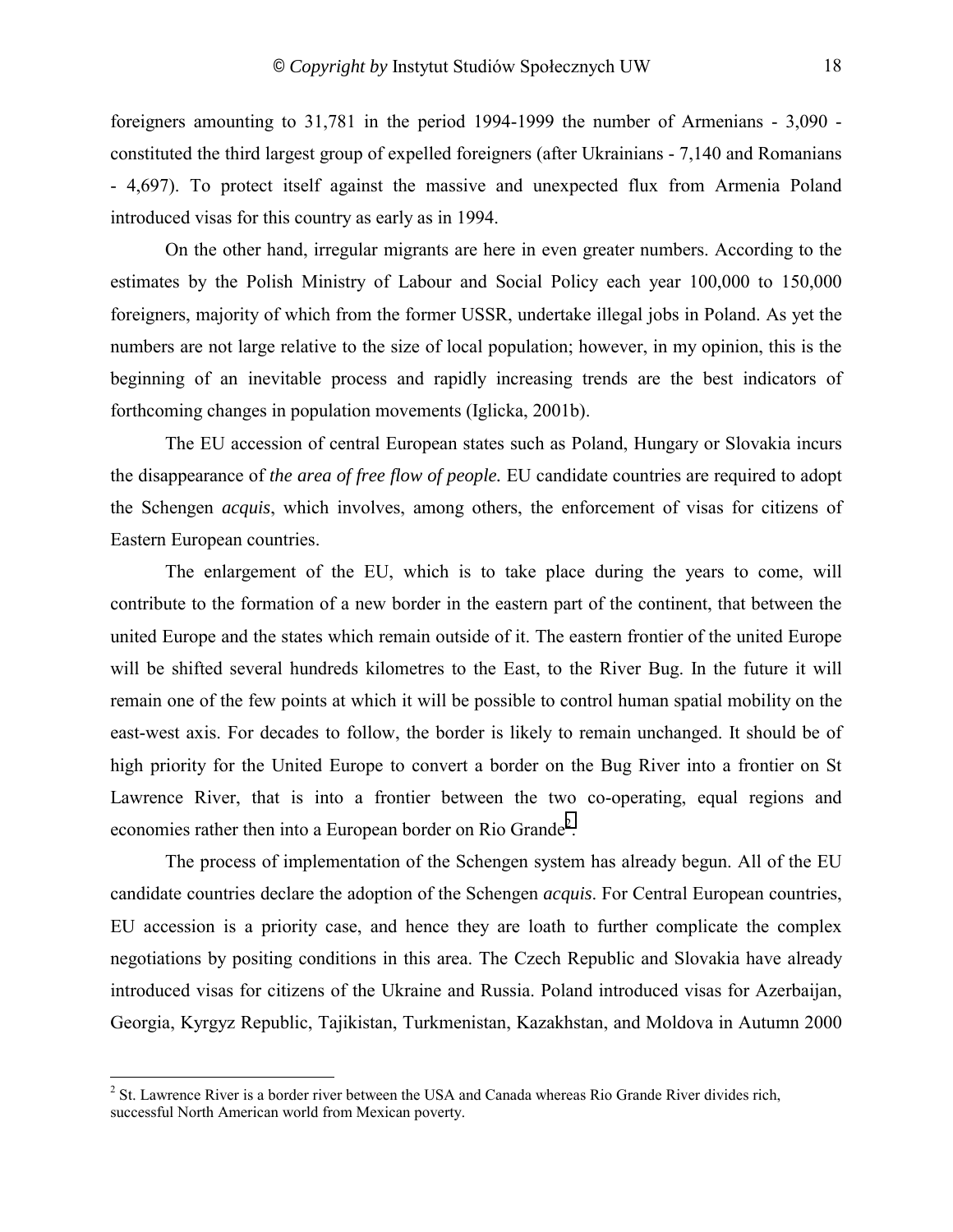foreigners amounting to 31,781 in the period 1994-1999 the number of Armenians - 3,090 - constituted the third largest group of expelled foreigners (after Ukrainians - 7,140 and Romanians - 4,697). To protect itself against the massive and unexpected flux from Armenia Poland introduced visas for this country as early as in 1994.

On the other hand, irregular migrants are here in even greater numbers. According to the estimates by the Polish Ministry of Labour and Social Policy each year 100,000 to 150,000 foreigners, majority of which from the former USSR, undertake illegal jobs in Poland. As yet the numbers are not large relative to the size of local population; however, in my opinion, this is the beginning of an inevitable process and rapidly increasing trends are the best indicators of forthcoming changes in population movements (Iglicka, 2001b).

The EU accession of central European states such as Poland, Hungary or Slovakia incurs the disappearance of *the area of free flow of people.* EU candidate countries are required to adopt the Schengen *acquis*, which involves, among others, the enforcement of visas for citizens of Eastern European countries.

The enlargement of the EU, which is to take place during the years to come, will contribute to the formation of a new border in the eastern part of the continent, that between the united Europe and the states which remain outside of it. The eastern frontier of the united Europe will be shifted several hundreds kilometres to the East, to the River Bug. In the future it will remain one of the few points at which it will be possible to control human spatial mobility on the east-west axis. For decades to follow, the border is likely to remain unchanged. It should be of high priority for the United Europe to convert a border on the Bug River into a frontier on St Lawrence River, that is into a frontier between the two co-operating, equal regions and economies rather then into a European border on Rio Grande[2].

The process of implementation of the Schengen system has already begun. All of the EU candidate countries declare the adoption of the Schengen *acquis*. For Central European countries, EU accession is a priority case, and hence they are loath to further complicate the complex negotiations by positing conditions in this area. The Czech Republic and Slovakia have already introduced visas for citizens of the Ukraine and Russia. Poland introduced visas for Azerbaijan, Georgia, Kyrgyz Republic, Tajikistan, Turkmenistan, Kazakhstan, and Moldova in Autumn 2000

---

[2] St. Lawrence River is a border river between the USA and Canada whereas Rio Grande River divides rich, successful North American world from Mexican poverty.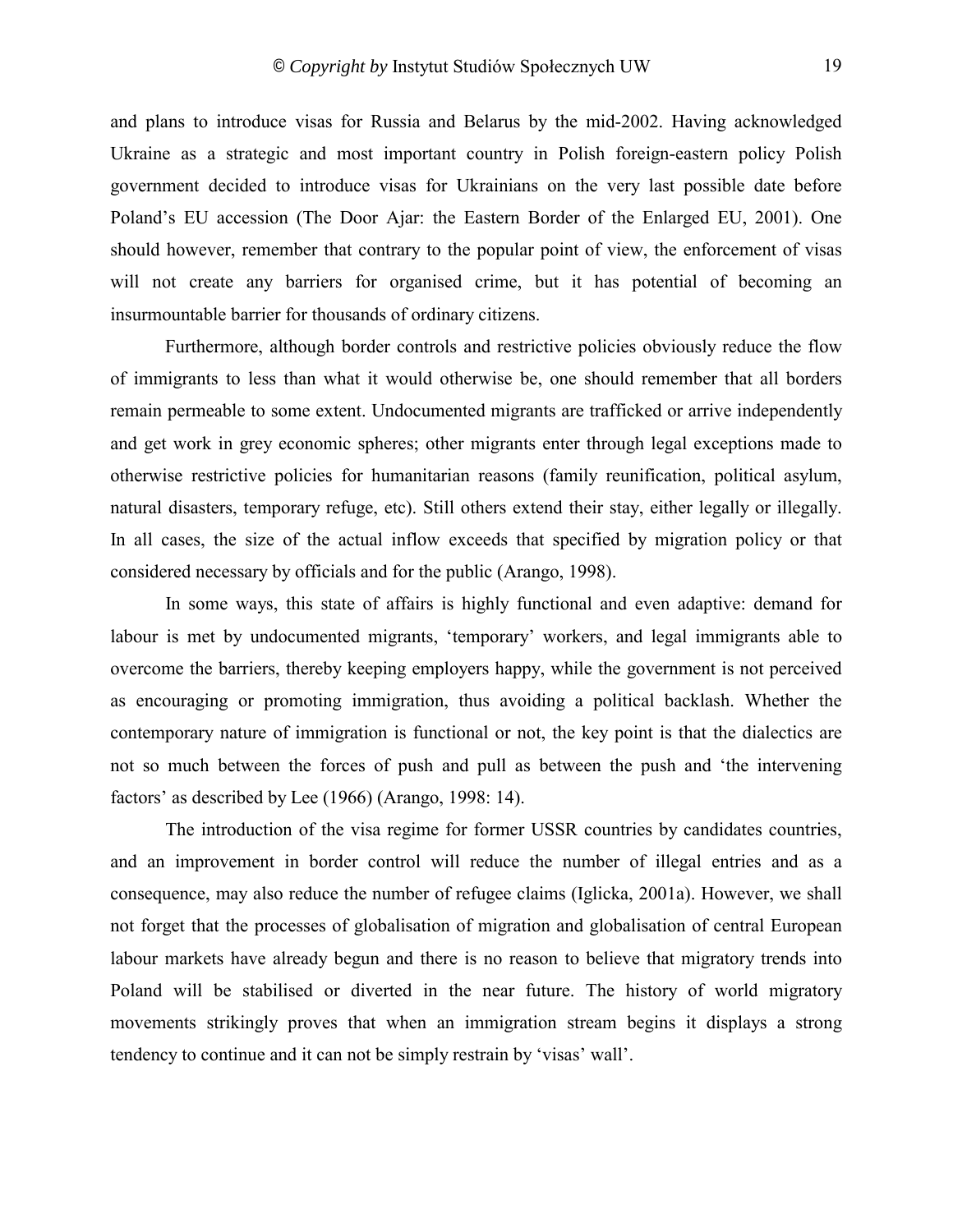and plans to introduce visas for Russia and Belarus by the mid-2002. Having acknowledged Ukraine as a strategic and most important country in Polish foreign-eastern policy Polish government decided to introduce visas for Ukrainians on the very last possible date before Poland's EU accession (The Door Ajar: the Eastern Border of the Enlarged EU, 2001). One should however, remember that contrary to the popular point of view, the enforcement of visas will not create any barriers for organised crime, but it has potential of becoming an insurmountable barrier for thousands of ordinary citizens.

Furthermore, although border controls and restrictive policies obviously reduce the flow of immigrants to less than what it would otherwise be, one should remember that all borders remain permeable to some extent. Undocumented migrants are trafficked or arrive independently and get work in grey economic spheres; other migrants enter through legal exceptions made to otherwise restrictive policies for humanitarian reasons (family reunification, political asylum, natural disasters, temporary refuge, etc). Still others extend their stay, either legally or illegally. In all cases, the size of the actual inflow exceeds that specified by migration policy or that considered necessary by officials and for the public (Arango, 1998).

In some ways, this state of affairs is highly functional and even adaptive: demand for labour is met by undocumented migrants, 'temporary' workers, and legal immigrants able to overcome the barriers, thereby keeping employers happy, while the government is not perceived as encouraging or promoting immigration, thus avoiding a political backlash. Whether the contemporary nature of immigration is functional or not, the key point is that the dialectics are not so much between the forces of push and pull as between the push and 'the intervening factors' as described by Lee (1966) (Arango, 1998: 14).

The introduction of the visa regime for former USSR countries by candidates countries, and an improvement in border control will reduce the number of illegal entries and as a consequence, may also reduce the number of refugee claims (Iglicka, 2001a). However, we shall not forget that the processes of globalisation of migration and globalisation of central European labour markets have already begun and there is no reason to believe that migratory trends into Poland will be stabilised or diverted in the near future. The history of world migratory movements strikingly proves that when an immigration stream begins it displays a strong tendency to continue and it can not be simply restrain by 'visas' wall'.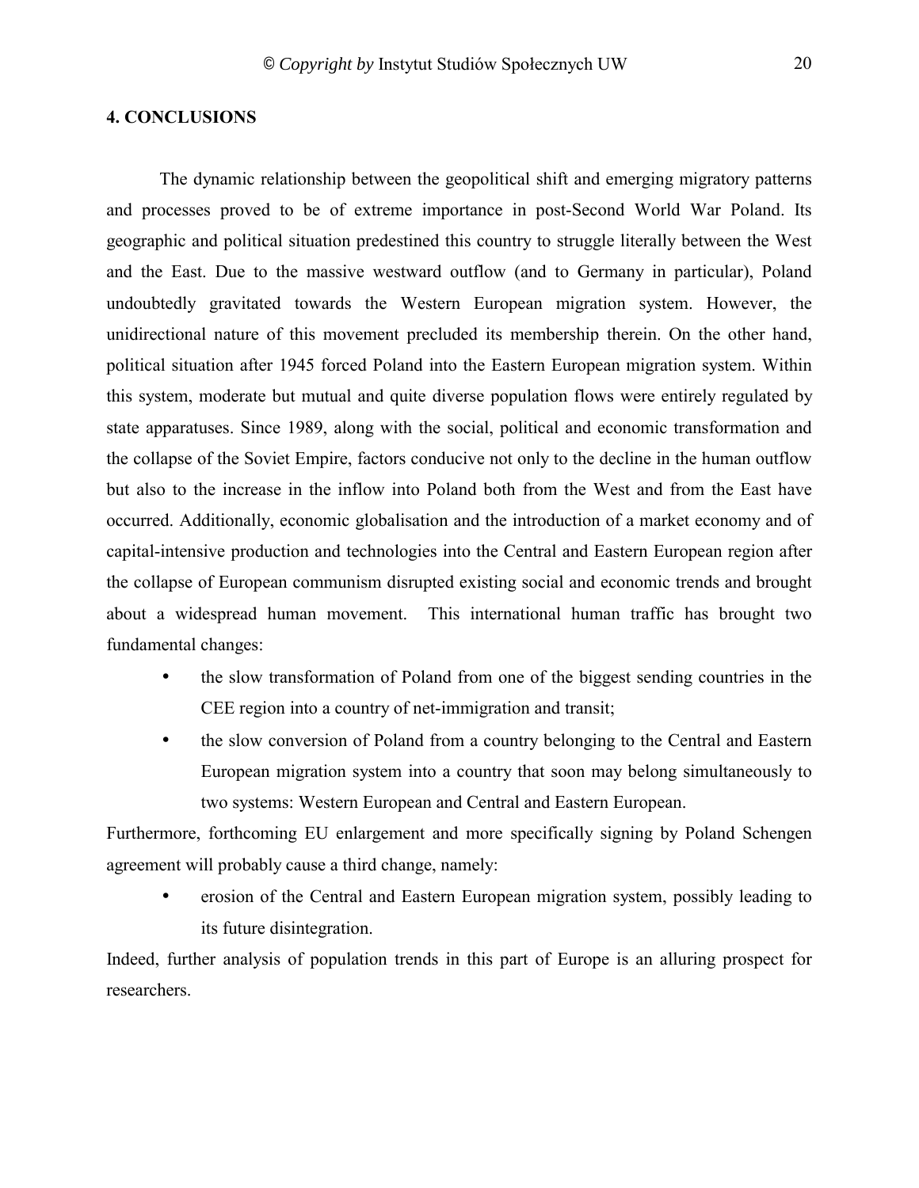## 4. CONCLUSIONS

The dynamic relationship between the geopolitical shift and emerging migratory patterns and processes proved to be of extreme importance in post-Second World War Poland. Its geographic and political situation predestined this country to struggle literally between the West and the East. Due to the massive westward outflow (and to Germany in particular), Poland undoubtedly gravitated towards the Western European migration system. However, the unidirectional nature of this movement precluded its membership therein. On the other hand, political situation after 1945 forced Poland into the Eastern European migration system. Within this system, moderate but mutual and quite diverse population flows were entirely regulated by state apparatuses. Since 1989, along with the social, political and economic transformation and the collapse of the Soviet Empire, factors conducive not only to the decline in the human outflow but also to the increase in the inflow into Poland both from the West and from the East have occurred. Additionally, economic globalisation and the introduction of a market economy and of capital-intensive production and technologies into the Central and Eastern European region after the collapse of European communism disrupted existing social and economic trends and brought about a widespread human movement. This international human traffic has brought two fundamental changes:

- the slow transformation of Poland from one of the biggest sending countries in the CEE region into a country of net-immigration and transit;
- the slow conversion of Poland from a country belonging to the Central and Eastern European migration system into a country that soon may belong simultaneously to two systems: Western European and Central and Eastern European.

Furthermore, forthcoming EU enlargement and more specifically signing by Poland Schengen agreement will probably cause a third change, namely:

- erosion of the Central and Eastern European migration system, possibly leading to its future disintegration.

Indeed, further analysis of population trends in this part of Europe is an alluring prospect for researchers.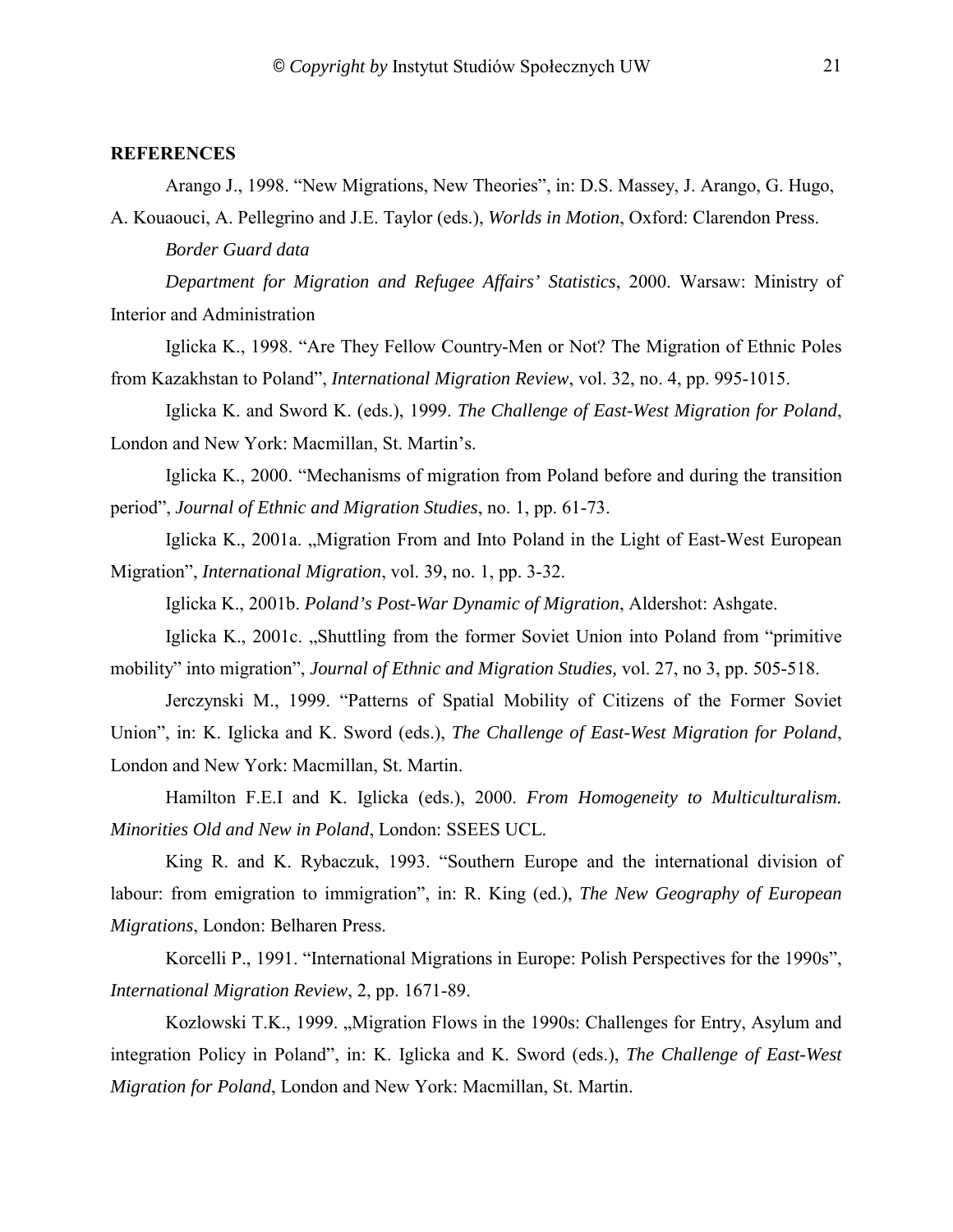**REFERENCES**

Arango J., 1998. "New Migrations, New Theories", in: D.S. Massey, J. Arango, G. Hugo, A. Kouaouci, A. Pellegrino and J.E. Taylor (eds.), *Worlds in Motion*, Oxford: Clarendon Press.

*Border Guard data*

*Department for Migration and Refugee Affairs' Statistics*, 2000. Warsaw: Ministry of Interior and Administration

Iglicka K., 1998. "Are They Fellow Country-Men or Not? The Migration of Ethnic Poles from Kazakhstan to Poland", *International Migration Review*, vol. 32, no. 4, pp. 995-1015.

Iglicka K. and Sword K. (eds.), 1999. *The Challenge of East-West Migration for Poland*, London and New York: Macmillan, St. Martin's.

Iglicka K., 2000. "Mechanisms of migration from Poland before and during the transition period", *Journal of Ethnic and Migration Studies*, no. 1, pp. 61-73.

Iglicka K., 2001a. „Migration From and Into Poland in the Light of East-West European Migration", *International Migration*, vol. 39, no. 1, pp. 3-32.

Iglicka K., 2001b. *Poland's Post-War Dynamic of Migration*, Aldershot: Ashgate.

Iglicka K., 2001c. „Shuttling from the former Soviet Union into Poland from "primitive mobility" into migration", *Journal of Ethnic and Migration Studies,* vol. 27, no 3, pp. 505-518.

Jerczynski M., 1999. "Patterns of Spatial Mobility of Citizens of the Former Soviet Union", in: K. Iglicka and K. Sword (eds.), *The Challenge of East-West Migration for Poland*, London and New York: Macmillan, St. Martin.

Hamilton F.E.I and K. Iglicka (eds.), 2000. *From Homogeneity to Multiculturalism. Minorities Old and New in Poland*, London: SSEES UCL.

King R. and K. Rybaczuk, 1993. "Southern Europe and the international division of labour: from emigration to immigration", in: R. King (ed.), *The New Geography of European Migrations*, London: Belharen Press.

Korcelli P., 1991. "International Migrations in Europe: Polish Perspectives for the 1990s", *International Migration Review*, 2, pp. 1671-89.

Kozlowski T.K., 1999. „Migration Flows in the 1990s: Challenges for Entry, Asylum and integration Policy in Poland", in: K. Iglicka and K. Sword (eds.), *The Challenge of East-West Migration for Poland*, London and New York: Macmillan, St. Martin.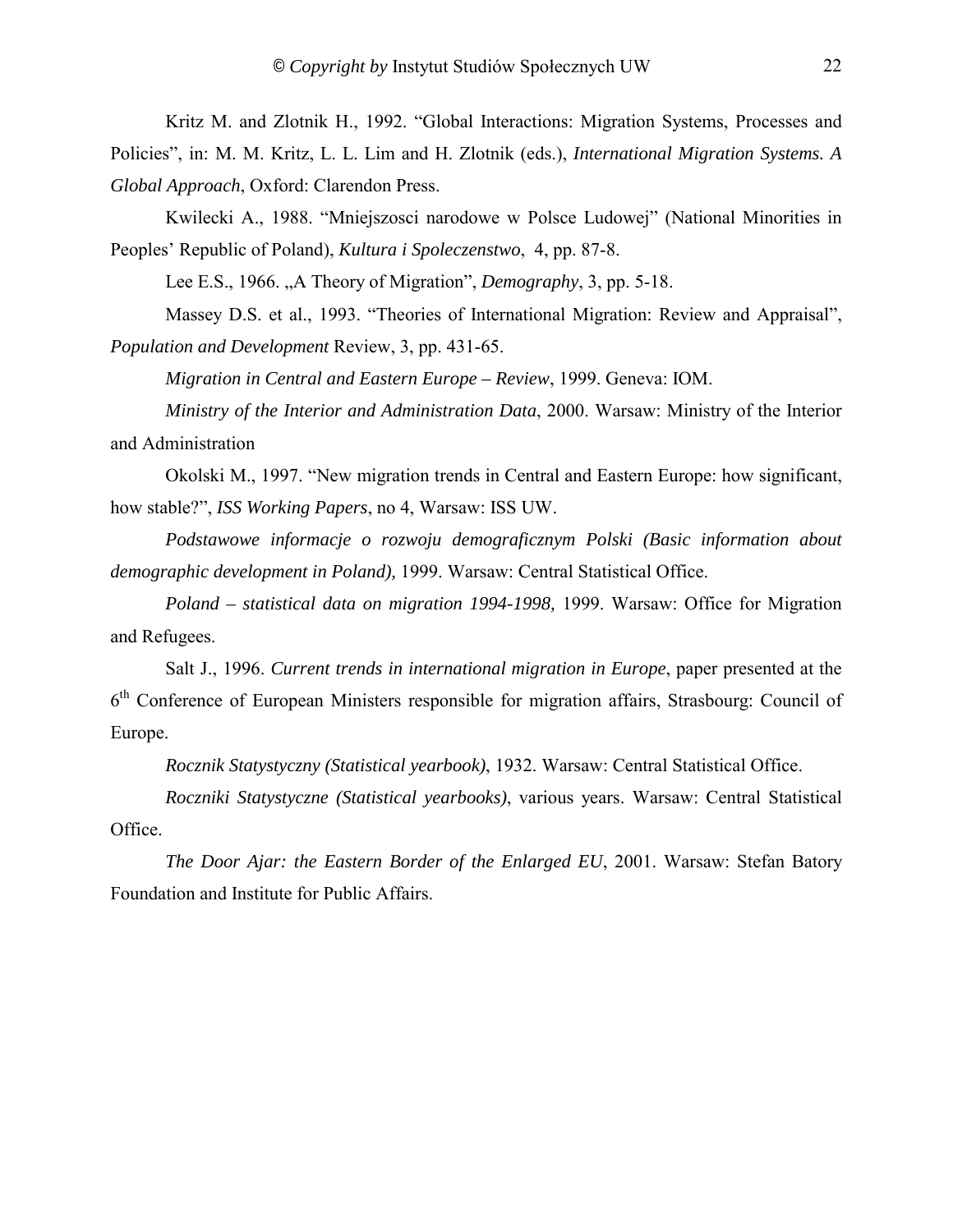Kritz M. and Zlotnik H., 1992. "Global Interactions: Migration Systems, Processes and Policies", in: M. M. Kritz, L. L. Lim and H. Zlotnik (eds.), *International Migration Systems. A Global Approach*, Oxford: Clarendon Press.

Kwilecki A., 1988. "Mniejszosci narodowe w Polsce Ludowej" (National Minorities in Peoples' Republic of Poland), *Kultura i Spoleczenstwo*, 4, pp. 87-8.

Lee E.S., 1966. „A Theory of Migration", *Demography*, 3, pp. 5-18.

Massey D.S. et al., 1993. "Theories of International Migration: Review and Appraisal", *Population and Development* Review, 3, pp. 431-65.

*Migration in Central and Eastern Europe – Review*, 1999. Geneva: IOM.

*Ministry of the Interior and Administration Data*, 2000. Warsaw: Ministry of the Interior and Administration

Okolski M., 1997. "New migration trends in Central and Eastern Europe: how significant, how stable?", *ISS Working Papers*, no 4, Warsaw: ISS UW.

*Podstawowe informacje o rozwoju demograficznym Polski (Basic information about demographic development in Poland),* 1999. Warsaw: Central Statistical Office.

*Poland – statistical data on migration 1994-1998,* 1999. Warsaw: Office for Migration and Refugees.

Salt J., 1996. *Current trends in international migration in Europe*, paper presented at the 6th Conference of European Ministers responsible for migration affairs, Strasbourg: Council of Europe.

*Rocznik Statystyczny (Statistical yearbook)*, 1932. Warsaw: Central Statistical Office.

*Roczniki Statystyczne (Statistical yearbooks)*, various years. Warsaw: Central Statistical Office.

*The Door Ajar: the Eastern Border of the Enlarged EU*, 2001. Warsaw: Stefan Batory Foundation and Institute for Public Affairs.